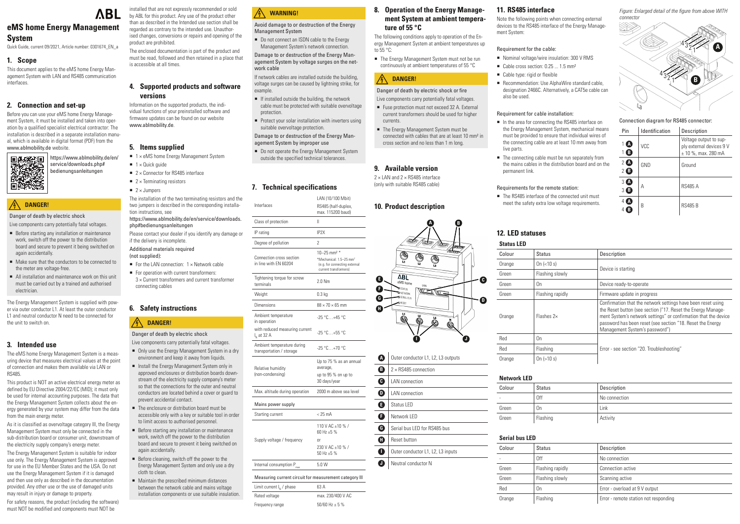ABL

# eMS home Energy Management System

Quick Guide, current 09/2021, Article number: 0301674_EN_a

## 1. Scope

This document applies to the eMS home Energy Management System with LAN and RS485 communication interfaces.

## 2. Connection and set-up

Before you can use your eMS home Energy Management System, it must be installed and taken into operation by a qualified specialist electrical contractor: The installation is described in a separate installation manual, which is available in digital format (PDF) from the www.ablmobility.de website.

https://www.ablmobility.de/en/service/downloads.php#bedienungsanleitungen

### DANGER!

Danger of death by electric shock

Live components carry potentially fatal voltages.

- Before starting any installation or maintenance work, switch off the power to the distribution board and secure to prevent it being switched on again accidentally.
- Make sure that the conductors to be connected to the meter are voltage-free.
- All installation and maintenance work on this unit must be carried out by a trained and authorised electrician.

The Energy Management System is supplied with power via outer conductor L1. At least the outer conductor L1 and neutral conductor N need to be connected for the unit to switch on.

## 3. Intended use

The eMS home Energy Management System is a measuring device that measures electrical values at the point of connection and makes them available via LAN or RS485.

This product is NOT an active electrical energy meter as defined by EU Directive 2004/22/EC (MID); it must only be used for internal accounting purposes. The data that the Energy Management System collects about the energy generated by your system may differ from the data from the main energy meter.

As it is classified as overvoltage category III, the Energy Management System must only be connected in the sub-distribution board or consumer unit, downstream of the electricity supply company's energy meter.

The Energy Management System is suitable for indoor use only. The Energy Management System is approved for use in the EU Member States and the USA. Do not use the Energy Management System if it is damaged and then use only as described in the documentation provided. Any other use or the use of damaged units may result in injury or damage to property.

For safety reasons, the product (including the software) must NOT be modified and components must NOT be installed that are not expressly recommended or sold by ABL for this product. Any use of the product other than as described in the Intended use section shall be regarded as contrary to the intended use. Unauthorised changes, conversions or repairs and opening of the product are prohibited.

The enclosed documentation is part of the product and must be read, followed and then retained in a place that is accessible at all times.

## 4. Supported products and software versions

Information on the supported products, the individual functions of your preinstalled software and firmware updates can be found on our website www.ablmobility.de.

## 5. Items supplied

- 1 × eMS home Energy Management System
- 1 × Quick guide
- 2 × Connector for RS485 interface
- 2 × Terminating resistors
- 2 × Jumpers

The installation of the two terminating resistors and the two jumpers is described in the corresponding installation instructions, see

https://www.ablmobility.de/en/service/downloads.php#bedienungsanleitungen

Please contact your dealer if you identify any damage or if the delivery is incomplete.

Additional materials required (not supplied):

- For the LAN connection: 1 × Network cable
- For operation with current transformers: 3 × Current transformers and current transformer connecting cables

## 6. Safety instructions

### DANGER!

Danger of death by electric shock

Live components carry potentially fatal voltages.

- Only use the Energy Management System in a dry environment and keep it away from liquids.
- Install the Energy Management System only in approved enclosures or distribution boards downstream of the electricity supply company's meter so that the connections for the outer and neutral conductors are located behind a cover or guard to prevent accidental contact.
- The enclosure or distribution board must be accessible only with a key or suitable tool in order to limit access to authorised personnel.
- Before starting any installation or maintenance work, switch off the power to the distribution board and secure to prevent it being switched on again accidentally.
- Before cleaning, switch off the power to the Energy Management System and only use a dry cloth to clean.
- Maintain the prescribed minimum distances between the network cable and mains voltage installation components or use suitable insulation.

### WARNING!

Avoid damage to or destruction of the Energy Management System

- Do not connect an ISDN cable to the Energy Management System's network connection.

Damage to or destruction of the Energy Management System by voltage surges on the network cable

If network cables are installed outside the building, voltage surges can be caused by lightning strike, for example.

- If installed outside the building, the network cable must be protected with suitable overvoltage protection.
- Protect your solar installation with inverters using suitable overvoltage protection.

Damage to or destruction of the Energy Management System by improper use

- Do not operate the Energy Management System outside the specified technical tolerances.

## 7. Technical specifications

| | |
|---|---|
| Interfaces | LAN (10/100 Mbit) RS485 (half-duplex, max. 115200 baud) |
| Class of protection | II |
| IP rating | IP2X |
| Degree of pollution | 2 |
| Connection cross section in line with EN 60204 | 10–25 mm² * *Mechanical: 1.5–25 mm² (e.g. for connecting external current transformers) |
| Tightening torque for screw terminals | 2.0 Nm |
| Weight | 0.3 kg |
| Dimensions | 88 × 70 × 65 mm |
| Ambient temperature in operation | -25 °C…+45 °C |
| with reduced measuring current $I_N$ at 32 A | -25 °C…+55 °C |
| Ambient temperature during transportation / storage | -25 °C…+70 °C |
| Relative humidity (non-condensing) | Up to 75 % as an annual average, up to 95 % on up to 30 days/year |
| Max. altitude during operation | 2000 m above sea level |
| **Mains power supply** | |
| Starting current | < 25 mA |
| Supply voltage / frequency | 110 V AC ±10 % / 60 Hz ±5 % or 230 V AC ±10 % / 50 Hz ±5 % |
| Internal consumption $P_{max}$ | 5.0 W |
| **Measuring current circuit for measurement category III** | |
| Limit current $I_N$ / phase | 63 A |
| Rated voltage | max. 230/400 V AC |
| Frequency range | 50/60 Hz ± 5 % |

## 8. Operation of the Energy Management System at ambient temperature of 55 °C

The following conditions apply to operation of the Energy Management System at ambient temperatures up to 55 °C:

- The Energy Management System must not be run continuously at ambient temperatures of 55 °C

### DANGER!

Danger of death by electric shock or fire

Live components carry potentially fatal voltages.

- Fuse protection must not exceed 32 A. External current transformers should be used for higher currents.
- The Energy Management System must be connected with cables that are at least 10 mm² in cross section and no less than 1 m long.

## 9. Available version

2 × LAN and 2 × RS485 interface (only with suitable RS485 cable)

## 10. Product description

| | |
|---|---|
| A | Outer conductor L1, L2, L3 outputs |
| B | 2 × RS485 connection |
| C | LAN connection |
| D | LAN connection |
| E | Status LED |
| F | Network LED |
| G | Serial bus LED for RS485 bus |
| H | Reset button |
| I | Outer conductor L1, L2, L3 inputs |
| J | Neutral conductor N |

## 11. RS485 interface

Note the following points when connecting external devices to the RS485 interface of the Energy Management System:

Requirement for the cable:

- Nominal voltage/wire insulation: 300 V RMS
- Cable cross section: 0.25 ... 1.5 mm²
- Cable type: rigid or flexible
- Recommendation: Use AlphaWire standard cable, designation 2466C. Alternatively, a CAT5e cable can also be used.

Requirement for cable installation:

- In the area for connecting the RS485 interface on the Energy Management System, mechanical means must be provided to ensure that individual wires of the connecting cable are at least 10 mm away from live parts.
- The connecting cable must be run separately from the mains cables in the distribution board and on the permanent link.

Requirements for the remote station:

- The RS485 interface of the connected unit must meet the safety extra low voltage requirements.

*Figure: Enlarged detail of the figure from above WITH connector*

Connection diagram for RS485 connector:

| Pin | Identification | Description |
|---|---|---|
| 1 A / 1 B | VCC | Voltage output to supply external devices 9 V ± 10 %, max. 280 mA |
| 2 A / 2 B | GND | Ground |
| 3 A / 3 B | A | RS485 A |
| 4 A / 4 B | B | RS485 B |

## 12. LED statuses

### Status LED

| Colour | Status | Description |
|---|---|---|
| Orange | On (<10 s) | Device is starting |
| Green | Flashing slowly | Device is starting |
| Green | On | Device ready-to-operate |
| Green | Flashing rapidly | Firmware update in progress |
| Orange | Flashes 2× | Confirmation that the network settings have been reset using the Reset button (see section )"17. Reset the Energy Management System's network settings" or confirmation that the device password has been reset (see section "18. Reset the Energy Management System's password") |
| Red | On | Error - see section "20. Troubleshooting" |
| Red | Flashing | Error - see section "20. Troubleshooting" |
| Orange | On (>10 s) | Error - see section "20. Troubleshooting" |

### Network LED

| Colour | Status | Description |
|---|---|---|
| - | Off | No connection |
| Green | On | Link |
| Green | Flashing | Activity |

### Serial bus LED

| Colour | Status | Description |
|---|---|---|
| - | Off | No connection |
| Green | Flashing rapidly | Connection active |
| Green | Flashing slowly | Scanning active |
| Red | On | Error - overload at 9 V output |
| Orange | Flashing | Error - remote station not responding |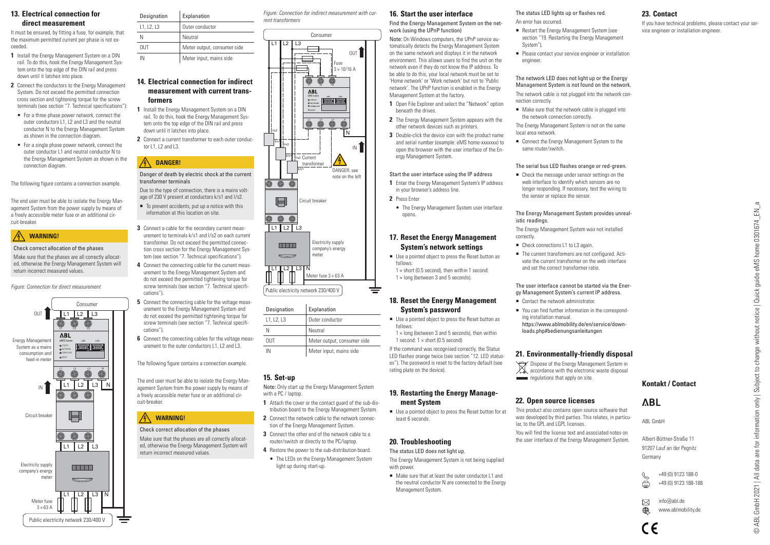## 13. Electrical connection for direct measurement

It must be ensured, by fitting a fuse, for example, that the maximum permitted current per phase is not exceeded.

**1** Install the Energy Management System on a DIN rail. To do this, hook the Energy Management System onto the top edge of the DIN rail and press down until it latches into place.

**2** Connect the conductors to the Energy Management System. Do not exceed the permitted connection cross section and tightening torque for the screw terminals (see section "7. Technical specifications"):

- For a three phase power network, connect the outer conductors L1, L2 and L3 and the neutral conductor N to the Energy Management System as shown in the connection diagram.
- For a single phase power network, connect the outer conductor L1 and neutral conductor N to the Energy Management System as shown in the connection diagram.

The following figure contains a connection example.

The end user must be able to isolate the Energy Management System from the power supply by means of a freely accessible meter fuse or an additional circuit-breaker.

**WARNING!**

Check correct allocation of the phases

Make sure that the phases are all correctly allocated, otherwise the Energy Management System will return incorrect measured values.

*Figure: Connection for direct measurement*

Consumer
OUT
L1 L2 L3
ABL
eMS home
Energy Management System as a mains consumption and feed-in meter
IN
L1 L2 L3 N
Circuit breaker
L1 L2 L3
Electricity supply company's energy meter
L1 L2 L3 N
Meter fuse 3 × 63 A
Public electricity network 230/400 V

| Designation | Explanation |
|---|---|
| L1, L2, L3 | Outer conductor |
| N | Neutral |
| OUT | Meter output, consumer side |
| IN | Meter input, mains side |

## 14. Electrical connection for indirect measurement with current transformers

**1** Install the Energy Management System on a DIN rail. To do this, hook the Energy Management System onto the top edge of the DIN rail and press down until it latches into place.

**2** Connect a current transformer to each outer conductor L1, L2 and L3.

**DANGER!**

Danger of death by electric shock at the current transformer terminals

Due to the type of connection, there is a mains voltage of 230 V present at connectors k/s1 and l/s2.

- To prevent accidents, put up a notice with this information at this location on site.

**3** Connect a cable for the secondary current measurement to terminals k/s1 and l/s2 on each current transformer. Do not exceed the permitted connection cross section for the Energy Management System (see section "7. Technical specifications").

**4** Connect the connecting cable for the current measurement to the Energy Management System and do not exceed the permitted tightening torque for screw terminals (see section "7. Technical specifications").

**5** Connect the connecting cable for the voltage measurement to the Energy Management System and do not exceed the permitted tightening torque for screw terminals (see section "7. Technical specifications").

**6** Connect the connecting cables for the voltage measurement to the outer conductors L1, L2 and L3.

The following figure contains a connection example.

The end user must be able to isolate the Energy Management System from the power supply by means of a freely accessible meter fuse or an additional circuit-breaker.

**WARNING!**

Check correct allocation of the phases

Make sure that the phases are all correctly allocated, otherwise the Energy Management System will return incorrect measured values.

*Figure: Connection for indirect measurement with current transformers*

Consumer
L1 L2 L3
OUT
Fuse 3 × 10/16 A
ABL
eMS home
N
IN
l/s2 k/s1 Current transformer
DANGER: see note on the left
Circuit breaker
L1 L2 L3
Electricity supply company's energy meter
L1 L2 L3 N
Meter fuse 3 × 63 A
Public electricity network 230/400 V

| Designation | Explanation |
|---|---|
| L1, L2, L3 | Outer conductor |
| N | Neutral |
| OUT | Meter output, consumer side |
| IN | Meter input, mains side |

## 15. Set-up

Note: Only start up the Energy Management System with a PC / laptop.

**1** Attach the cover or the contact guard of the sub-distribution board to the Energy Management System.

**2** Connect the network cable to the network connection of the Energy Management System.

**3** Connect the other end of the network cable to a router/switch or directly to the PC/laptop.

**4** Restore the power to the sub-distribution board.

- The LEDs on the Energy Management System light up during start-up.

## 16. Start the user interface

Find the Energy Management System on the network (using the UPnP function)

Note: On Windows computers, the UPnP service automatically detects the Energy Management System on the same network and displays it in the network environment. This allows users to find the unit on the network even if they do not know the IP address. To be able to do this, your local network must be set to 'Home network' or 'Work network' but not to 'Public network'. The UPnP function is enabled in the Energy Management System at the factory.

**1** Open File Explorer and select the "Network" option beneath the drives.

**2** The Energy Management System appears with the other network devices such as printers.

**3** Double-click the device icon with the product name and serial number (example: eMS home-xxxxxxx) to open the browser with the user interface of the Energy Management System.

Start the user interface using the IP address

**1** Enter the Energy Management System's IP address in your browser's address line.

**2** Press Enter

- The Energy Management System user interface opens.

## 17. Reset the Energy Management System's network settings

- Use a pointed object to press the Reset button as follows:
  1 × short (0.5 second), then within 1 second:
  1 × long (between 3 and 5 seconds).

## 18. Reset the Energy Management System's password

- Use a pointed object to press the Reset button as follows:
  1 × long (between 3 and 5 seconds), then within 1 second: 1 × short (0.5 second)

If the command was recognised correctly, the Status LED flashes orange twice (see section "12. LED statuses"). The password is reset to the factory default (see rating plate on the device).

## 19. Restarting the Energy Management System

- Use a pointed object to press the Reset button for at least 6 seconds.

## 20. Troubleshooting

The status LED does not light up.

The Energy Management System is not being supplied with power.

- Make sure that at least the outer conductor L1 and the neutral conductor N are connected to the Energy Management System.

The status LED lights up or flashes red.

An error has occurred.

- Restart the Energy Management System (see section "19. Restarting the Energy Management System").
- Please contact your service engineer or installation engineer.

The network LED does not light up or the Energy Management System is not found on the network.

The network cable is not plugged into the network connection correctly.

- Make sure that the network cable is plugged into the network connection correctly.

The Energy Management System is not on the same local area network.

- Connect the Energy Management System to the same router/switch.

The serial bus LED flashes orange or red-green.

- Check the message under sensor settings on the web interface to identify which sensors are no longer responding. If necessary, test the wiring to the sensor or replace the sensor.

The Energy Management System provides unrealistic readings.

The Energy Management System was not installed correctly.

- Check connections L1 to L3 again.
- The current transformers are not configured. Activate the current transformer on the web interface and set the correct transformer ratio.

The user interface cannot be started via the Energy Management System's current IP address.

- Contact the network administrator.
- You can find further information in the corresponding installation manual.
  https://www.ablmobility.de/en/service/downloads.php#bedienungsanleitungen

## 21. Environmentally-friendly disposal

Dispose of the Energy Management System in accordance with the electronic waste disposal regulations that apply on site.

## 22. Open source licenses

This product also contains open source software that was developed by third parties. This relates, in particular, to the GPL and LGPL licenses.

You will find the license text and associated notes on the user interface of the Energy Management System.

## 23. Contact

If you have technical problems, please contact your service engineer or installation engineer.

### Kontakt / Contact

ABL

ABL GmbH

Albert-Büttner-Straße 11
91207 Lauf an der Pegnitz
Germany

+49 (0) 9123 188-0
+49 (0) 9123 188-188

info@abl.de
www.ablmobility.de

© ABL GmbH 2021 | All data are for information only | Subject to change without notice | Quick guide eMS home 0301674_EN_a